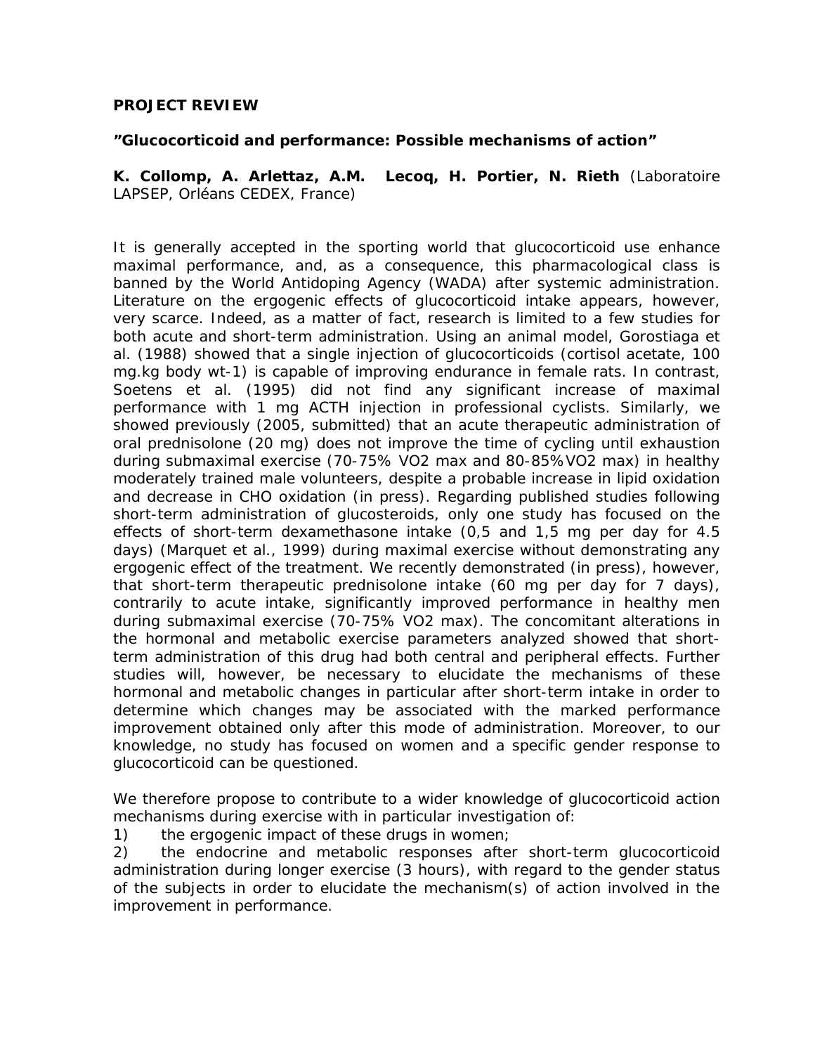**PROJECT REVIEW**

**"Glucocorticoid and performance: Possible mechanisms of action"**

**K. Collomp, A. Arlettaz, A.M. Lecoq, H. Portier, N. Rieth** (Laboratoire LAPSEP, Orléans CEDEX, France)

It is generally accepted in the sporting world that glucocorticoid use enhance maximal performance, and, as a consequence, this pharmacological class is banned by the World Antidoping Agency (WADA) after systemic administration. Literature on the ergogenic effects of glucocorticoid intake appears, however, very scarce. Indeed, as a matter of fact, research is limited to a few studies for both acute and short-term administration. Using an animal model, Gorostiaga et al. (1988) showed that a single injection of glucocorticoids (cortisol acetate, 100 mg.kg body wt-1) is capable of improving endurance in female rats. In contrast, Soetens et al. (1995) did not find any significant increase of maximal performance with 1 mg ACTH injection in professional cyclists. Similarly, we showed previously (2005, submitted) that an acute therapeutic administration of oral prednisolone (20 mg) does not improve the time of cycling until exhaustion during submaximal exercise (70-75% VO2 max and 80-85%VO2 max) in healthy moderately trained male volunteers, despite a probable increase in lipid oxidation and decrease in CHO oxidation (in press). Regarding published studies following short-term administration of glucosteroids, only one study has focused on the effects of short-term dexamethasone intake (0,5 and 1,5 mg per day for 4.5 days) (Marquet et al., 1999) during maximal exercise without demonstrating any ergogenic effect of the treatment. We recently demonstrated (in press), however, that short-term therapeutic prednisolone intake (60 mg per day for 7 days), contrarily to acute intake, significantly improved performance in healthy men during submaximal exercise (70-75% VO2 max). The concomitant alterations in the hormonal and metabolic exercise parameters analyzed showed that short-term administration of this drug had both central and peripheral effects. Further studies will, however, be necessary to elucidate the mechanisms of these hormonal and metabolic changes in particular after short-term intake in order to determine which changes may be associated with the marked performance improvement obtained only after this mode of administration. Moreover, to our knowledge, no study has focused on women and a specific gender response to glucocorticoid can be questioned.

We therefore propose to contribute to a wider knowledge of glucocorticoid action mechanisms during exercise with in particular investigation of:

1) the ergogenic impact of these drugs in women;
2) the endocrine and metabolic responses after short-term glucocorticoid administration during longer exercise (3 hours), with regard to the gender status of the subjects in order to elucidate the mechanism(s) of action involved in the improvement in performance.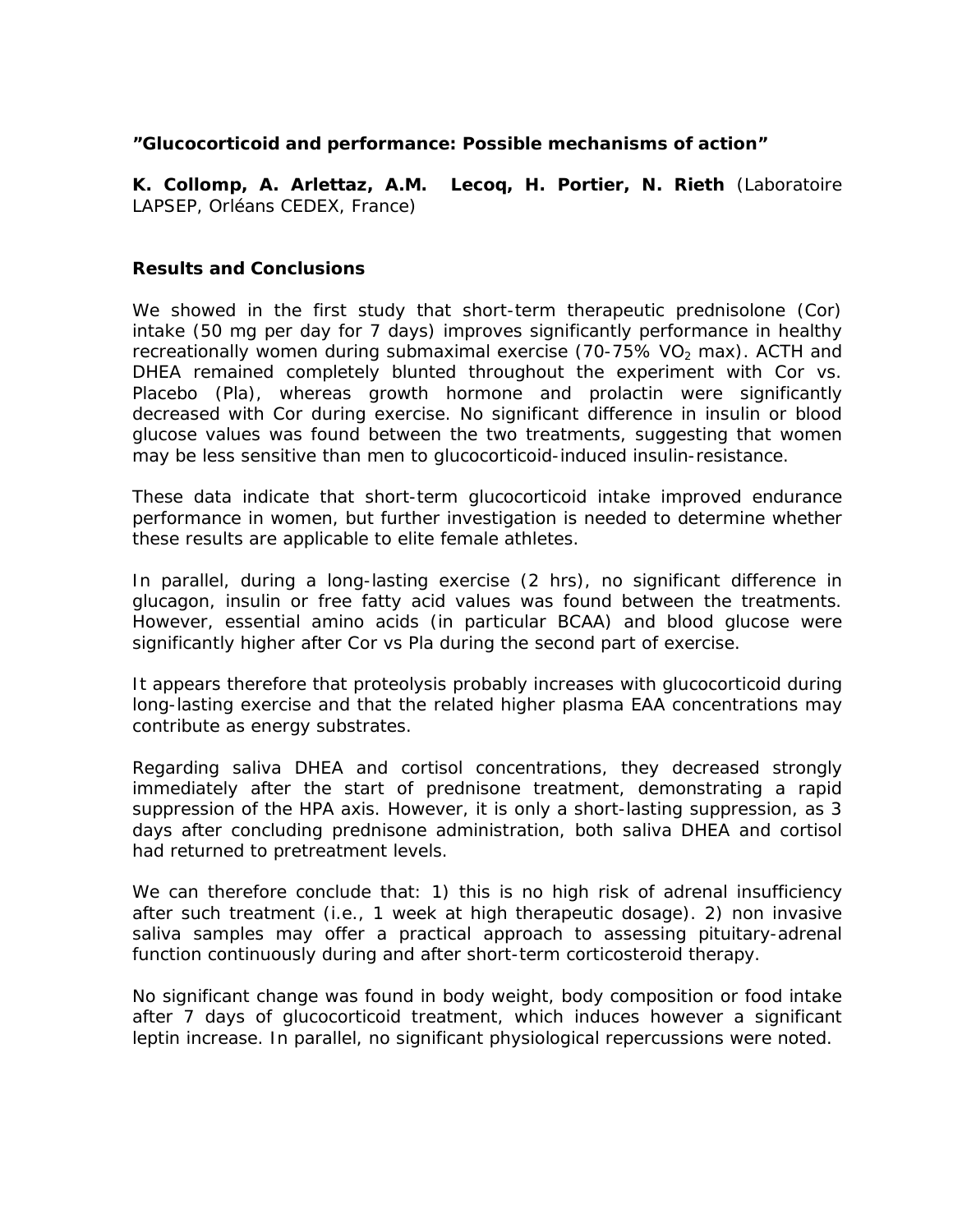**”Glucocorticoid and performance: Possible mechanisms of action”**

**K. Collomp, A. Arlettaz, A.M. Lecoq, H. Portier, N. Rieth** (Laboratoire LAPSEP, Orléans CEDEX, France)

**Results and Conclusions**

We showed in the first study that short-term therapeutic prednisolone (Cor) intake (50 mg per day for 7 days) improves significantly performance in healthy recreationally women during submaximal exercise (70-75% $VO_2$ max). ACTH and DHEA remained completely blunted throughout the experiment with Cor vs. Placebo (Pla), whereas growth hormone and prolactin were significantly decreased with Cor during exercise. No significant difference in insulin or blood glucose values was found between the two treatments, suggesting that women may be less sensitive than men to glucocorticoid-induced insulin-resistance.

These data indicate that short-term glucocorticoid intake improved endurance performance in women, but further investigation is needed to determine whether these results are applicable to elite female athletes.

In parallel, during a long-lasting exercise (2 hrs), no significant difference in glucagon, insulin or free fatty acid values was found between the treatments. However, essential amino acids (in particular BCAA) and blood glucose were significantly higher after Cor vs Pla during the second part of exercise.

It appears therefore that proteolysis probably increases with glucocorticoid during long-lasting exercise and that the related higher plasma EAA concentrations may contribute as energy substrates.

Regarding saliva DHEA and cortisol concentrations, they decreased strongly immediately after the start of prednisone treatment, demonstrating a rapid suppression of the HPA axis. However, it is only a short-lasting suppression, as 3 days after concluding prednisone administration, both saliva DHEA and cortisol had returned to pretreatment levels.

We can therefore conclude that: 1) this is no high risk of adrenal insufficiency after such treatment (i.e., 1 week at high therapeutic dosage). 2) non invasive saliva samples may offer a practical approach to assessing pituitary-adrenal function continuously during and after short-term corticosteroid therapy.

No significant change was found in body weight, body composition or food intake after 7 days of glucocorticoid treatment, which induces however a significant leptin increase. In parallel, no significant physiological repercussions were noted.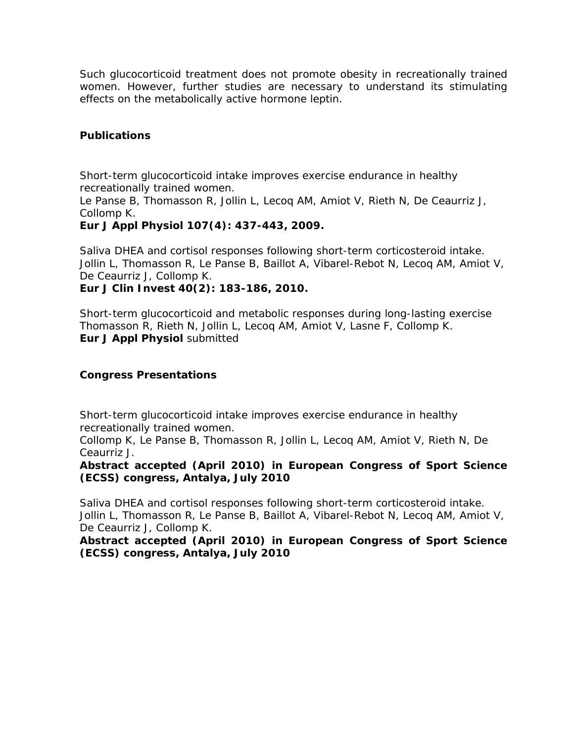Such glucocorticoid treatment does not promote obesity in recreationally trained women. However, further studies are necessary to understand its stimulating effects on the metabolically active hormone leptin.

### Publications

Short-term glucocorticoid intake improves exercise endurance in healthy recreationally trained women.
Le Panse B, Thomasson R, Jollin L, Lecoq AM, Amiot V, Rieth N, De Ceaurriz J, Collomp K.
**Eur J Appl Physiol 107(4): 437-443, 2009.**

Saliva DHEA and cortisol responses following short-term corticosteroid intake.
Jollin L, Thomasson R, Le Panse B, Baillot A, Vibarel-Rebot N, Lecoq AM, Amiot V, De Ceaurriz J, Collomp K.
**Eur J Clin Invest 40(2): 183-186, 2010.**

Short-term glucocorticoid and metabolic responses during long-lasting exercise
Thomasson R, Rieth N, Jollin L, Lecoq AM, Amiot V, Lasne F, Collomp K.
**Eur J Appl Physiol** submitted

### Congress Presentations

Short-term glucocorticoid intake improves exercise endurance in healthy recreationally trained women.
Collomp K, Le Panse B, Thomasson R, Jollin L, Lecoq AM, Amiot V, Rieth N, De Ceaurriz J.
**Abstract accepted (April 2010) in European Congress of Sport Science (ECSS) congress, Antalya, July 2010**

Saliva DHEA and cortisol responses following short-term corticosteroid intake.
Jollin L, Thomasson R, Le Panse B, Baillot A, Vibarel-Rebot N, Lecoq AM, Amiot V, De Ceaurriz J, Collomp K.
**Abstract accepted (April 2010) in European Congress of Sport Science (ECSS) congress, Antalya, July 2010**